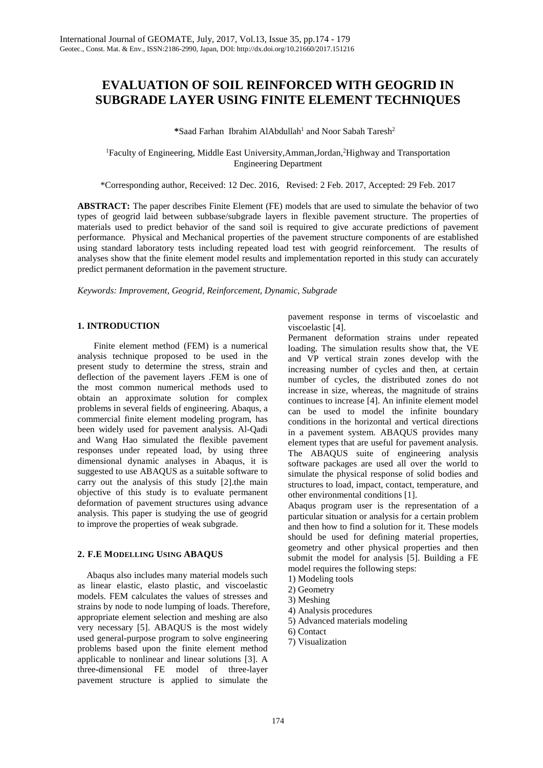# EVALUATION OF SOIL REINFORCED WITH GEOGRID IN SUBGRADE LAYER USING FINITE ELEMENT TECHNIQUES

**\***Saad Farhan Ibrahim AlAbdullah[1] and Noor Sabah Taresh[2]

[1]Faculty of Engineering, Middle East University,Amman,Jordan,[2]Highway and Transportation Engineering Department

*Corresponding author, Received: 12 Dec. 2016, Revised: 2 Feb. 2017, Accepted: 29 Feb. 2017

**ABSTRACT:** The paper describes Finite Element (FE) models that are used to simulate the behavior of two types of geogrid laid between subbase/subgrade layers in flexible pavement structure. The properties of materials used to predict behavior of the sand soil is required to give accurate predictions of pavement performance. Physical and Mechanical properties of the pavement structure components of are established using standard laboratory tests including repeated load test with geogrid reinforcement. The results of analyses show that the finite element model results and implementation reported in this study can accurately predict permanent deformation in the pavement structure.

*Keywords: Improvement, Geogrid, Reinforcement, Dynamic, Subgrade*

## 1. INTRODUCTION

Finite element method (FEM) is a numerical analysis technique proposed to be used in the present study to determine the stress, strain and deflection of the pavement layers .FEM is one of the most common numerical methods used to obtain an approximate solution for complex problems in several fields of engineering. Abaqus, a commercial finite element modeling program, has been widely used for pavement analysis. Al-Qadi and Wang Hao simulated the flexible pavement responses under repeated load, by using three dimensional dynamic analyses in Abaqus, it is suggested to use ABAQUS as a suitable software to carry out the analysis of this study [2].the main objective of this study is to evaluate permanent deformation of pavement structures using advance analysis. This paper is studying the use of geogrid to improve the properties of weak subgrade.

## 2. F.E MODELLING USING ABAQUS

Abaqus also includes many material models such as linear elastic, elasto plastic, and viscoelastic models. FEM calculates the values of stresses and strains by node to node lumping of loads. Therefore, appropriate element selection and meshing are also very necessary [5]. ABAQUS is the most widely used general-purpose program to solve engineering problems based upon the finite element method applicable to nonlinear and linear solutions [3]. A three-dimensional FE model of three-layer pavement structure is applied to simulate the pavement response in terms of viscoelastic and viscoelastic [4].

Permanent deformation strains under repeated loading. The simulation results show that, the VE and VP vertical strain zones develop with the increasing number of cycles and then, at certain number of cycles, the distributed zones do not increase in size, whereas, the magnitude of strains continues to increase [4]. An infinite element model can be used to model the infinite boundary conditions in the horizontal and vertical directions in a pavement system. ABAQUS provides many element types that are useful for pavement analysis. The ABAQUS suite of engineering analysis software packages are used all over the world to simulate the physical response of solid bodies and structures to load, impact, contact, temperature, and other environmental conditions [1].

Abaqus program user is the representation of a particular situation or analysis for a certain problem and then how to find a solution for it. These models should be used for defining material properties, geometry and other physical properties and then submit the model for analysis [5]. Building a FE model requires the following steps:

1) Modeling tools
2) Geometry
3) Meshing
4) Analysis procedures
5) Advanced materials modeling
6) Contact
7) Visualization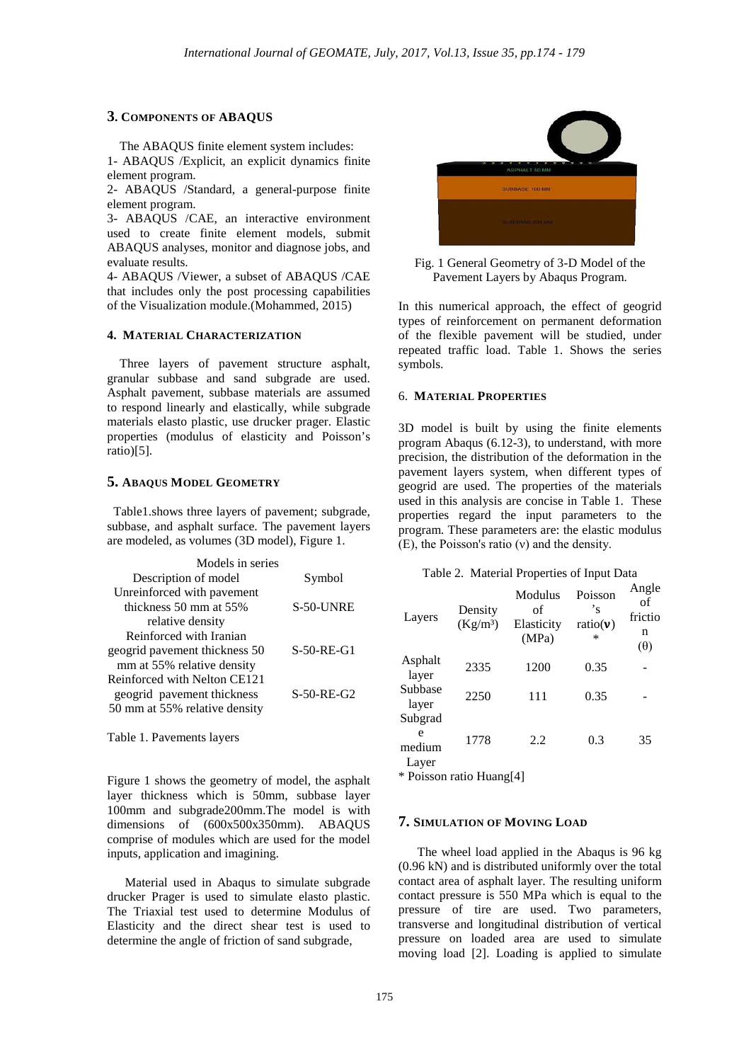## 3. COMPONENTS OF ABAQUS

The ABAQUS finite element system includes:

1- ABAQUS /Explicit, an explicit dynamics finite element program.

2- ABAQUS /Standard, a general-purpose finite element program.

3- ABAQUS /CAE, an interactive environment used to create finite element models, submit ABAQUS analyses, monitor and diagnose jobs, and evaluate results.

4- ABAQUS /Viewer, a subset of ABAQUS /CAE that includes only the post processing capabilities of the Visualization module.(Mohammed, 2015)

## 4. MATERIAL CHARACTERIZATION

Three layers of pavement structure asphalt, granular subbase and sand subgrade are used. Asphalt pavement, subbase materials are assumed to respond linearly and elastically, while subgrade materials elasto plastic, use drucker prager. Elastic properties (modulus of elasticity and Poisson's ratio)[5].

## 5. ABAQUS MODEL GEOMETRY

Table1.shows three layers of pavement; subgrade, subbase, and asphalt surface. The pavement layers are modeled, as volumes (3D model), Figure 1.

| Models in series | |
|---|---|
| Description of model | Symbol |
| Unreinforced with pavement thickness 50 mm at 55% relative density | S-50-UNRE |
| Reinforced with Iranian geogrid pavement thickness 50 mm at 55% relative density | S-50-RE-G1 |
| Reinforced with Nelton CE121 geogrid pavement thickness 50 mm at 55% relative density | S-50-RE-G2 |

Table 1. Pavements layers

Figure 1 shows the geometry of model, the asphalt layer thickness which is 50mm, subbase layer 100mm and subgrade200mm.The model is with dimensions of (600x500x350mm). ABAQUS comprise of modules which are used for the model inputs, application and imagining.

Material used in Abaqus to simulate subgrade drucker Prager is used to simulate elasto plastic. The Triaxial test used to determine Modulus of Elasticity and the direct shear test is used to determine the angle of friction of sand subgrade,

Fig. 1 General Geometry of 3-D Model of the Pavement Layers by Abaqus Program.

In this numerical approach, the effect of geogrid types of reinforcement on permanent deformation of the flexible pavement will be studied, under repeated traffic load. Table 1. Shows the series symbols.

## 6. MATERIAL PROPERTIES

3D model is built by using the finite elements program Abaqus (6.12-3), to understand, with more precision, the distribution of the deformation in the pavement layers system, when different types of geogrid are used. The properties of the materials used in this analysis are concise in Table 1. These properties regard the input parameters to the program. These parameters are: the elastic modulus (E), the Poisson's ratio (ν) and the density.

Table 2. Material Properties of Input Data

| Layers | Density (Kg/m³) | Modulus of Elasticity (MPa) | Poisson's ratio(**ν**)* | Angle of friction (θ) |
|---|---|---|---|---|
| Asphalt layer | 2335 | 1200 | 0.35 | - |
| Subbase layer | 2250 | 111 | 0.35 | - |
| Subgrade medium Layer | 1778 | 2.2 | 0.3 | 35 |

\* Poisson ratio Huang[4]

## 7. SIMULATION OF MOVING LOAD

The wheel load applied in the Abaqus is 96 kg (0.96 kN) and is distributed uniformly over the total contact area of asphalt layer. The resulting uniform contact pressure is 550 MPa which is equal to the pressure of tire are used. Two parameters, transverse and longitudinal distribution of vertical pressure on loaded area are used to simulate moving load [2]. Loading is applied to simulate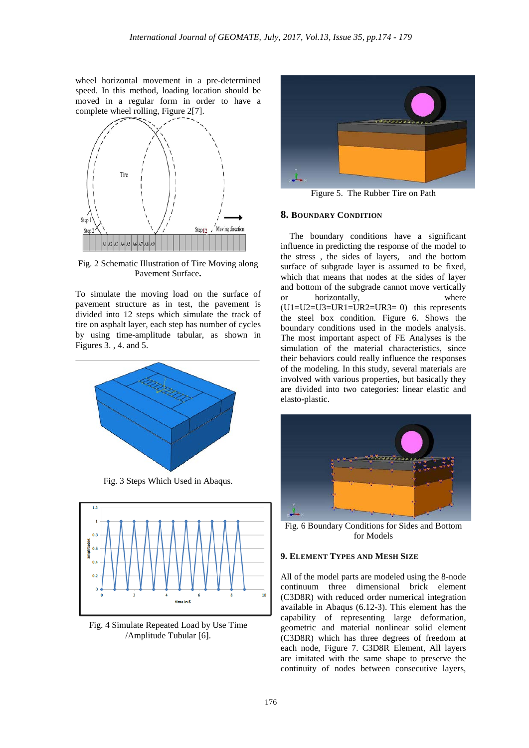wheel horizontal movement in a pre-determined speed. In this method, loading location should be moved in a regular form in order to have a complete wheel rolling, Figure 2[7].

Fig. 2 Schematic Illustration of Tire Moving along Pavement Surface.

To simulate the moving load on the surface of pavement structure as in test, the pavement is divided into 12 steps which simulate the track of tire on asphalt layer, each step has number of cycles by using time-amplitude tabular, as shown in Figures 3. , 4. and 5.

Fig. 3 Steps Which Used in Abaqus.

Fig. 4 Simulate Repeated Load by Use Time /Amplitude Tubular [6].

Figure 5. The Rubber Tire on Path

## 8. BOUNDARY CONDITION

The boundary conditions have a significant influence in predicting the response of the model to the stress , the sides of layers, and the bottom surface of subgrade layer is assumed to be fixed, which that means that nodes at the sides of layer and bottom of the subgrade cannot move vertically or horizontally, where (U1=U2=U3=UR1=UR2=UR3= 0) this represents the steel box condition. Figure 6. Shows the boundary conditions used in the models analysis. The most important aspect of FE Analyses is the simulation of the material characteristics, since their behaviors could really influence the responses of the modeling. In this study, several materials are involved with various properties, but basically they are divided into two categories: linear elastic and elasto-plastic.

Fig. 6 Boundary Conditions for Sides and Bottom for Models

## 9. ELEMENT TYPES AND MESH SIZE

All of the model parts are modeled using the 8-node continuum three dimensional brick element (C3D8R) with reduced order numerical integration available in Abaqus (6.12-3). This element has the capability of representing large deformation, geometric and material nonlinear solid element (C3D8R) which has three degrees of freedom at each node, Figure 7. C3D8R Element, All layers are imitated with the same shape to preserve the continuity of nodes between consecutive layers,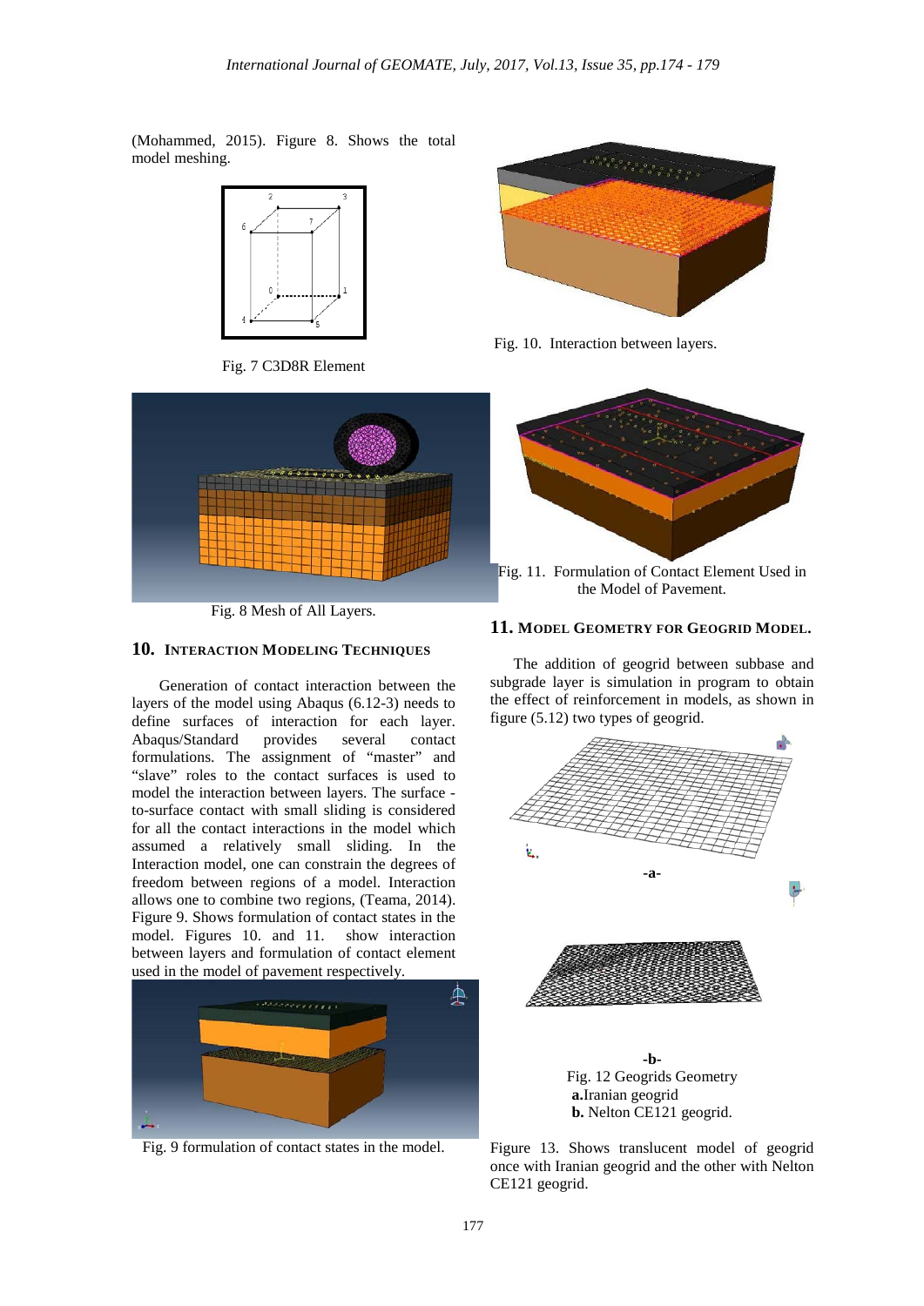(Mohammed, 2015). Figure 8. Shows the total model meshing.

Fig. 7 C3D8R Element

Fig. 8 Mesh of All Layers.

## 10. INTERACTION MODELING TECHNIQUES

Generation of contact interaction between the layers of the model using Abaqus (6.12-3) needs to define surfaces of interaction for each layer. Abaqus/Standard provides several contact formulations. The assignment of "master" and "slave" roles to the contact surfaces is used to model the interaction between layers. The surface - to-surface contact with small sliding is considered for all the contact interactions in the model which assumed a relatively small sliding. In the Interaction model, one can constrain the degrees of freedom between regions of a model. Interaction allows one to combine two regions, (Teama, 2014). Figure 9. Shows formulation of contact states in the model. Figures 10. and 11. show interaction between layers and formulation of contact element used in the model of pavement respectively.

Fig. 9 formulation of contact states in the model.

Fig. 10. Interaction between layers.

Fig. 11. Formulation of Contact Element Used in the Model of Pavement.

## 11. MODEL GEOMETRY FOR GEOGRID MODEL.

The addition of geogrid between subbase and subgrade layer is simulation in program to obtain the effect of reinforcement in models, as shown in figure (5.12) two types of geogrid.

-a-

-b-

Fig. 12 Geogrids Geometry
**a.**Iranian geogrid
**b.** Nelton CE121 geogrid.

Figure 13. Shows translucent model of geogrid once with Iranian geogrid and the other with Nelton CE121 geogrid.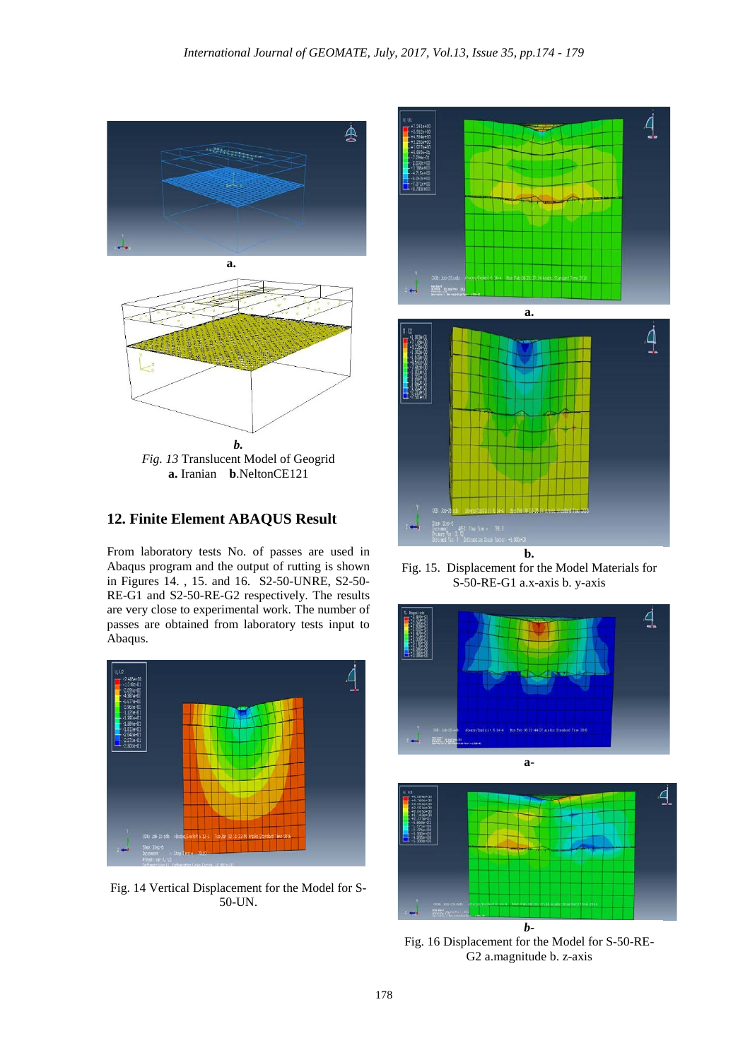**a.**

**b.**

*Fig. 13* Translucent Model of Geogrid
**a.** Iranian **b**.NeltonCE121

## 12. Finite Element ABAQUS Result

From laboratory tests No. of passes are used in Abaqus program and the output of rutting is shown in Figures 14. , 15. and 16. S2-50-UNRE, S2-50-RE-G1 and S2-50-RE-G2 respectively. The results are very close to experimental work. The number of passes are obtained from laboratory tests input to Abaqus.

Fig. 14 Vertical Displacement for the Model for S-50-UN.

**a.**

**b.**

Fig. 15. Displacement for the Model Materials for S-50-RE-G1 a.x-axis b. y-axis

**a-**

***b-***

Fig. 16 Displacement for the Model for S-50-RE-G2 a.magnitude b. z-axis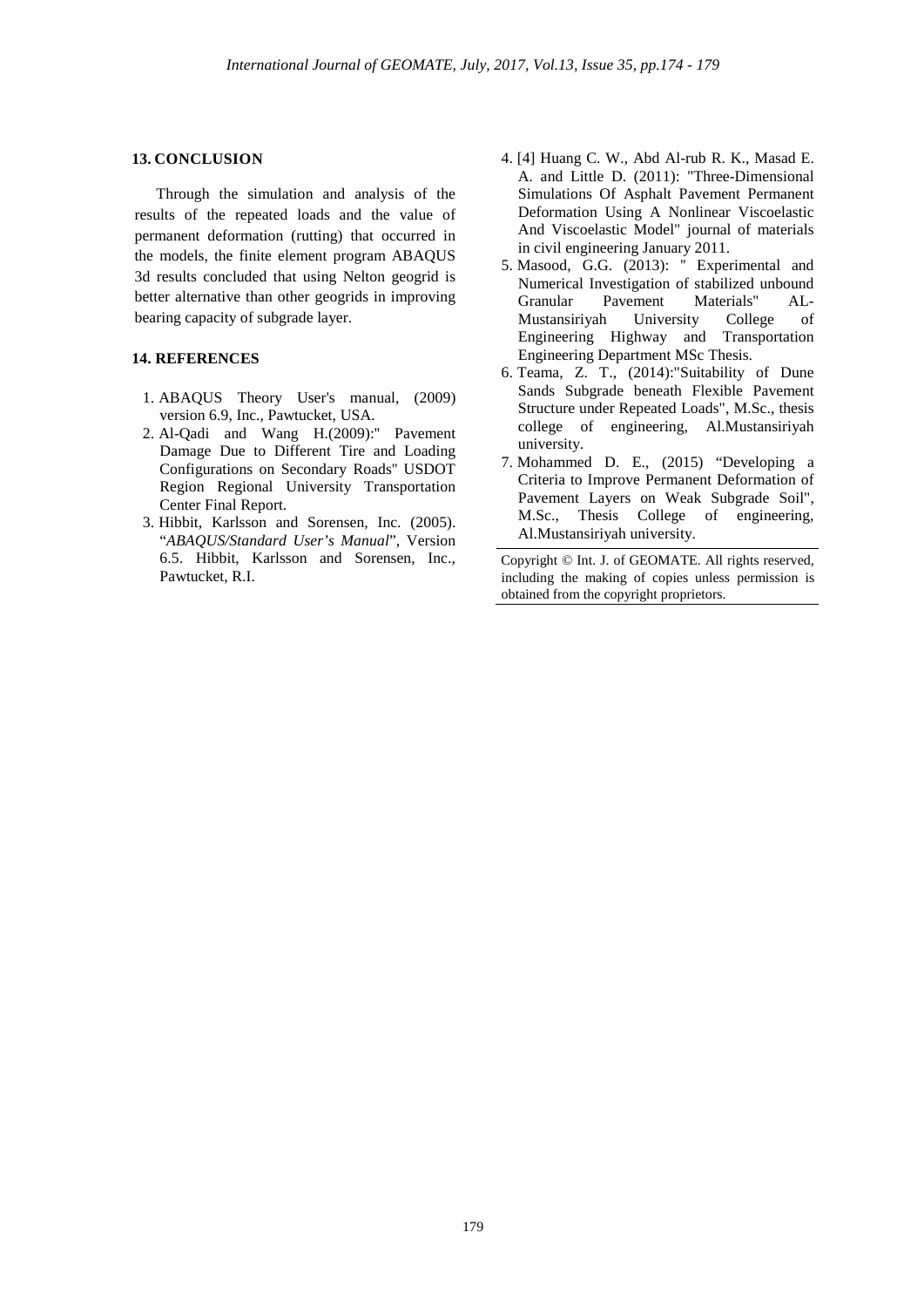## 13. CONCLUSION

Through the simulation and analysis of the results of the repeated loads and the value of permanent deformation (rutting) that occurred in the models, the finite element program ABAQUS 3d results concluded that using Nelton geogrid is better alternative than other geogrids in improving bearing capacity of subgrade layer.

## 14. REFERENCES

1. ABAQUS Theory User's manual, (2009) version 6.9, Inc., Pawtucket, USA.
2. Al-Qadi and Wang H.(2009):" Pavement Damage Due to Different Tire and Loading Configurations on Secondary Roads" USDOT Region Regional University Transportation Center Final Report.
3. Hibbit, Karlsson and Sorensen, Inc. (2005). "*ABAQUS/Standard User's Manual*", Version 6.5. Hibbit, Karlsson and Sorensen, Inc., Pawtucket, R.I.
4. [4] Huang C. W., Abd Al-rub R. K., Masad E. A. and Little D. (2011): "Three-Dimensional Simulations Of Asphalt Pavement Permanent Deformation Using A Nonlinear Viscoelastic And Viscoelastic Model" journal of materials in civil engineering January 2011.
5. Masood, G.G. (2013): " Experimental and Numerical Investigation of stabilized unbound Granular Pavement Materials" AL-Mustansiriyah University College of Engineering Highway and Transportation Engineering Department MSc Thesis.
6. Teama, Z. T., (2014):"Suitability of Dune Sands Subgrade beneath Flexible Pavement Structure under Repeated Loads", M.Sc., thesis college of engineering, Al.Mustansiriyah university.
7. Mohammed D. E., (2015) "Developing a Criteria to Improve Permanent Deformation of Pavement Layers on Weak Subgrade Soil", M.Sc., Thesis College of engineering, Al.Mustansiriyah university.

Copyright © Int. J. of GEOMATE. All rights reserved, including the making of copies unless permission is obtained from the copyright proprietors.